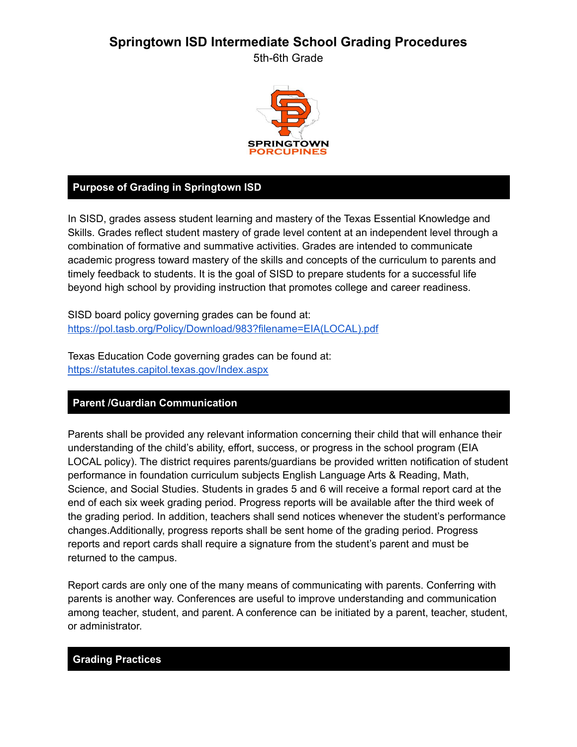# Springtown ISD Intermediate School Grading Procedures

5th-6th Grade

SPRINGTOWN
PORCUPINES

## Purpose of Grading in Springtown ISD

In SISD, grades assess student learning and mastery of the Texas Essential Knowledge and Skills. Grades reflect student mastery of grade level content at an independent level through a combination of formative and summative activities. Grades are intended to communicate academic progress toward mastery of the skills and concepts of the curriculum to parents and timely feedback to students. It is the goal of SISD to prepare students for a successful life beyond high school by providing instruction that promotes college and career readiness.

SISD board policy governing grades can be found at:
[https://pol.tasb.org/Policy/Download/983?filename=EIA(LOCAL).pdf](https://pol.tasb.org/Policy/Download/983?filename=EIA(LOCAL).pdf)

Texas Education Code governing grades can be found at:
[https://statutes.capitol.texas.gov/Index.aspx](https://statutes.capitol.texas.gov/Index.aspx)

## Parent /Guardian Communication

Parents shall be provided any relevant information concerning their child that will enhance their understanding of the child's ability, effort, success, or progress in the school program (EIA LOCAL policy). The district requires parents/guardians be provided written notification of student performance in foundation curriculum subjects English Language Arts & Reading, Math, Science, and Social Studies. Students in grades 5 and 6 will receive a formal report card at the end of each six week grading period. Progress reports will be available after the third week of the grading period. In addition, teachers shall send notices whenever the student's performance changes.Additionally, progress reports shall be sent home of the grading period. Progress reports and report cards shall require a signature from the student's parent and must be returned to the campus.

Report cards are only one of the many means of communicating with parents. Conferring with parents is another way. Conferences are useful to improve understanding and communication among teacher, student, and parent. A conference can be initiated by a parent, teacher, student, or administrator.

## Grading Practices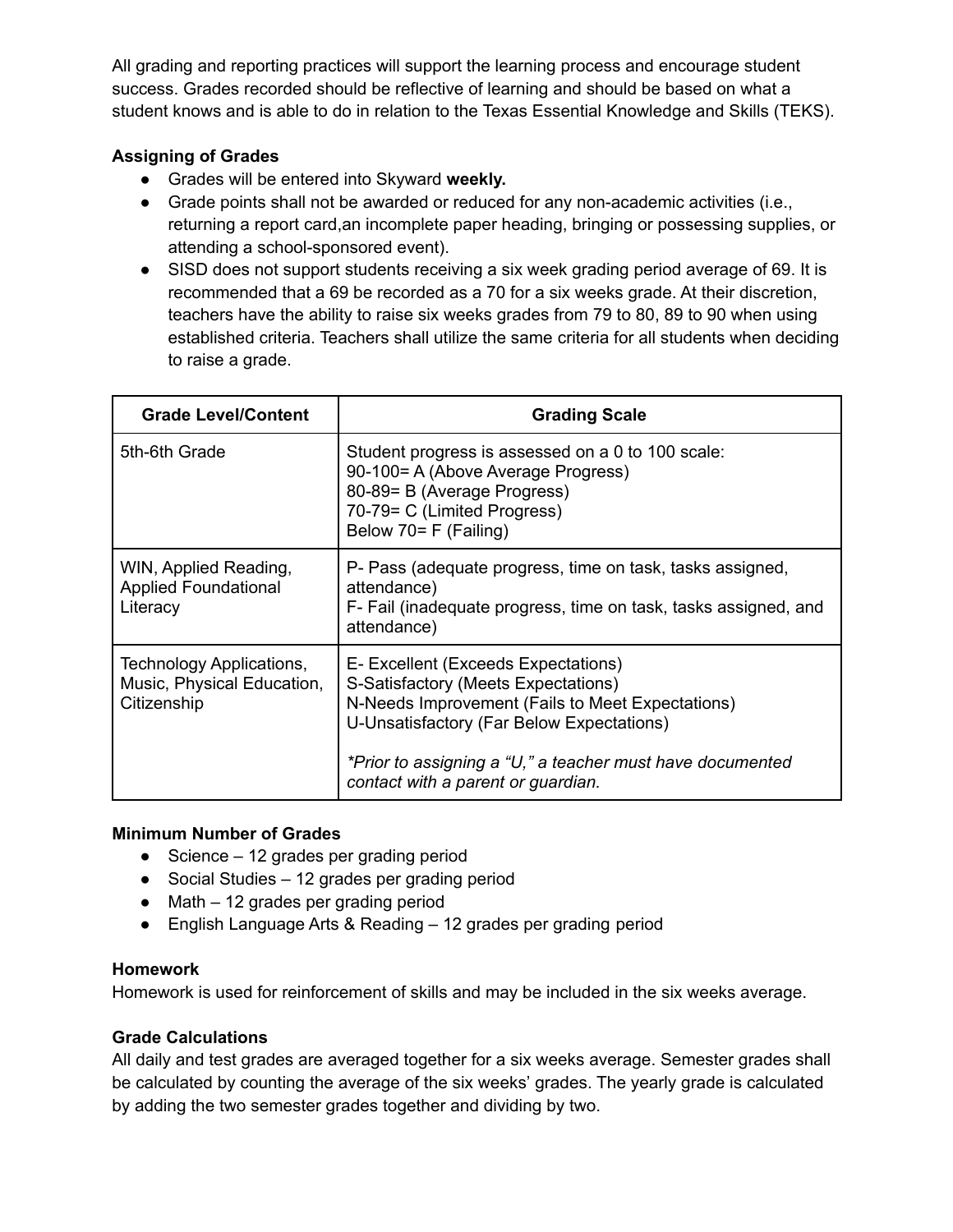All grading and reporting practices will support the learning process and encourage student success. Grades recorded should be reflective of learning and should be based on what a student knows and is able to do in relation to the Texas Essential Knowledge and Skills (TEKS).

**Assigning of Grades**

- Grades will be entered into Skyward **weekly.**
- Grade points shall not be awarded or reduced for any non-academic activities (i.e., returning a report card,an incomplete paper heading, bringing or possessing supplies, or attending a school-sponsored event).
- SISD does not support students receiving a six week grading period average of 69. It is recommended that a 69 be recorded as a 70 for a six weeks grade. At their discretion, teachers have the ability to raise six weeks grades from 79 to 80, 89 to 90 when using established criteria. Teachers shall utilize the same criteria for all students when deciding to raise a grade.

| Grade Level/Content | Grading Scale |
|---|---|
| 5th-6th Grade | Student progress is assessed on a 0 to 100 scale:<br>90-100= A (Above Average Progress)<br>80-89= B (Average Progress)<br>70-79= C (Limited Progress)<br>Below 70= F (Failing) |
| WIN, Applied Reading, Applied Foundational Literacy | P- Pass (adequate progress, time on task, tasks assigned, attendance)<br>F- Fail (inadequate progress, time on task, tasks assigned, and attendance) |
| Technology Applications, Music, Physical Education, Citizenship | E- Excellent (Exceeds Expectations)<br>S-Satisfactory (Meets Expectations)<br>N-Needs Improvement (Fails to Meet Expectations)<br>U-Unsatisfactory (Far Below Expectations)<br><br>*\*Prior to assigning a "U," a teacher must have documented contact with a parent or guardian.* |

**Minimum Number of Grades**

- Science – 12 grades per grading period
- Social Studies – 12 grades per grading period
- Math – 12 grades per grading period
- English Language Arts & Reading – 12 grades per grading period

**Homework**

Homework is used for reinforcement of skills and may be included in the six weeks average.

**Grade Calculations**

All daily and test grades are averaged together for a six weeks average. Semester grades shall be calculated by counting the average of the six weeks' grades. The yearly grade is calculated by adding the two semester grades together and dividing by two.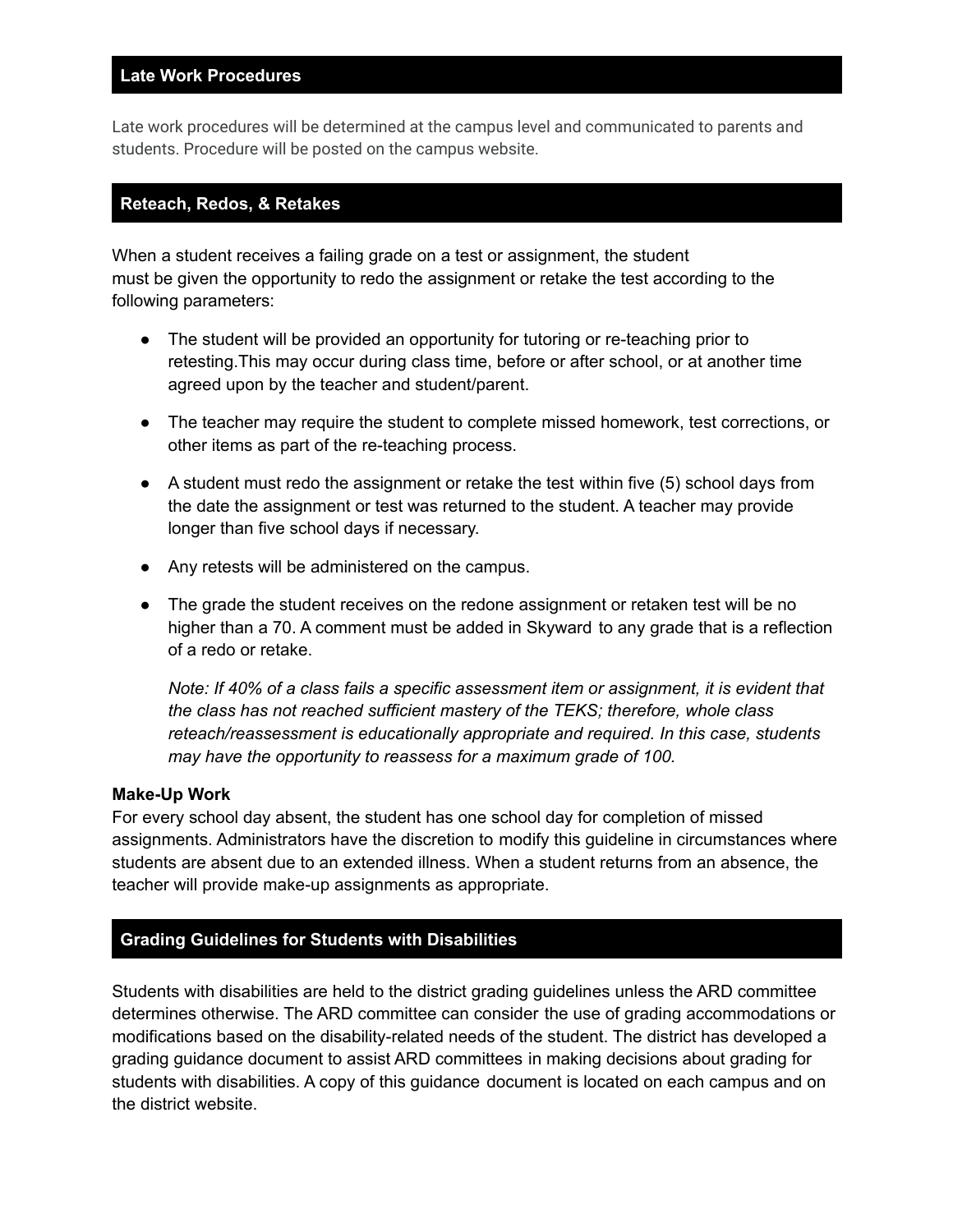## Late Work Procedures

Late work procedures will be determined at the campus level and communicated to parents and students. Procedure will be posted on the campus website.

## Reteach, Redos, & Retakes

When a student receives a failing grade on a test or assignment, the student must be given the opportunity to redo the assignment or retake the test according to the following parameters:

- The student will be provided an opportunity for tutoring or re-teaching prior to retesting.This may occur during class time, before or after school, or at another time agreed upon by the teacher and student/parent.
- The teacher may require the student to complete missed homework, test corrections, or other items as part of the re-teaching process.
- A student must redo the assignment or retake the test within five (5) school days from the date the assignment or test was returned to the student. A teacher may provide longer than five school days if necessary.
- Any retests will be administered on the campus.
- The grade the student receives on the redone assignment or retaken test will be no higher than a 70. A comment must be added in Skyward to any grade that is a reflection of a redo or retake.

  *Note: If 40% of a class fails a specific assessment item or assignment, it is evident that the class has not reached sufficient mastery of the TEKS; therefore, whole class reteach/reassessment is educationally appropriate and required. In this case, students may have the opportunity to reassess for a maximum grade of 100.*

**Make-Up Work**
For every school day absent, the student has one school day for completion of missed assignments. Administrators have the discretion to modify this guideline in circumstances where students are absent due to an extended illness. When a student returns from an absence, the teacher will provide make-up assignments as appropriate.

## Grading Guidelines for Students with Disabilities

Students with disabilities are held to the district grading guidelines unless the ARD committee determines otherwise. The ARD committee can consider the use of grading accommodations or modifications based on the disability-related needs of the student. The district has developed a grading guidance document to assist ARD committees in making decisions about grading for students with disabilities. A copy of this guidance document is located on each campus and on the district website.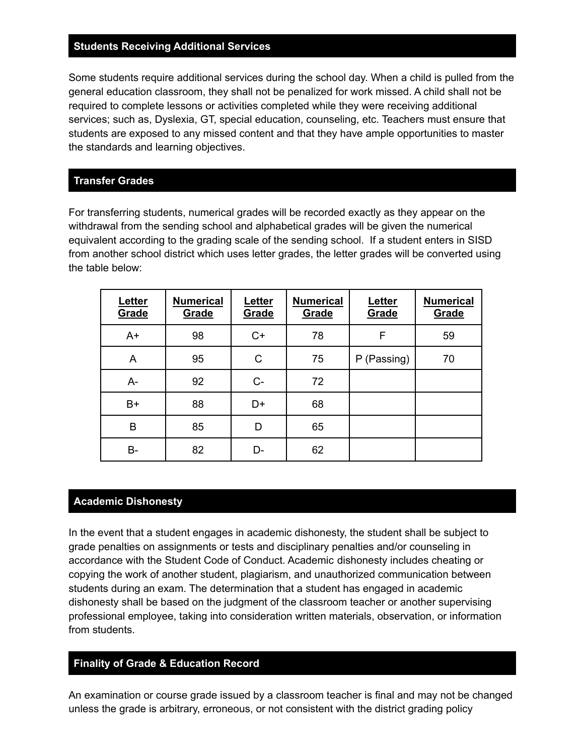## Students Receiving Additional Services

Some students require additional services during the school day. When a child is pulled from the general education classroom, they shall not be penalized for work missed. A child shall not be required to complete lessons or activities completed while they were receiving additional services; such as, Dyslexia, GT, special education, counseling, etc. Teachers must ensure that students are exposed to any missed content and that they have ample opportunities to master the standards and learning objectives.

## Transfer Grades

For transferring students, numerical grades will be recorded exactly as they appear on the withdrawal from the sending school and alphabetical grades will be given the numerical equivalent according to the grading scale of the sending school. If a student enters in SISD from another school district which uses letter grades, the letter grades will be converted using the table below:

| Letter Grade | Numerical Grade | Letter Grade | Numerical Grade | Letter Grade | Numerical Grade |
|---|---|---|---|---|---|
| A+ | 98 | C+ | 78 | F | 59 |
| A | 95 | C | 75 | P (Passing) | 70 |
| A- | 92 | C- | 72 | | |
| B+ | 88 | D+ | 68 | | |
| B | 85 | D | 65 | | |
| B- | 82 | D- | 62 | | |

## Academic Dishonesty

In the event that a student engages in academic dishonesty, the student shall be subject to grade penalties on assignments or tests and disciplinary penalties and/or counseling in accordance with the Student Code of Conduct. Academic dishonesty includes cheating or copying the work of another student, plagiarism, and unauthorized communication between students during an exam. The determination that a student has engaged in academic dishonesty shall be based on the judgment of the classroom teacher or another supervising professional employee, taking into consideration written materials, observation, or information from students.

## Finality of Grade & Education Record

An examination or course grade issued by a classroom teacher is final and may not be changed unless the grade is arbitrary, erroneous, or not consistent with the district grading policy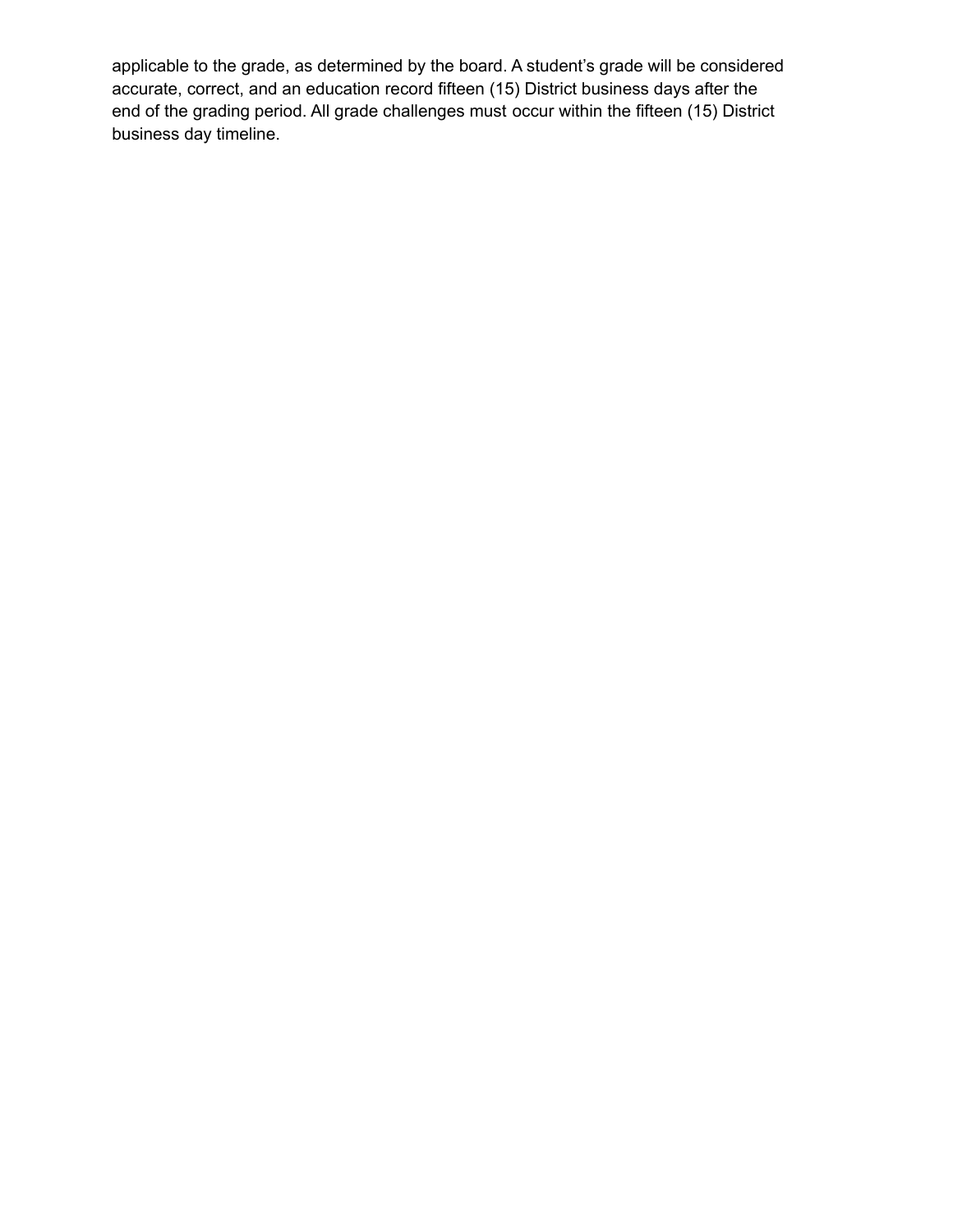applicable to the grade, as determined by the board. A student's grade will be considered accurate, correct, and an education record fifteen (15) District business days after the end of the grading period. All grade challenges must occur within the fifteen (15) District business day timeline.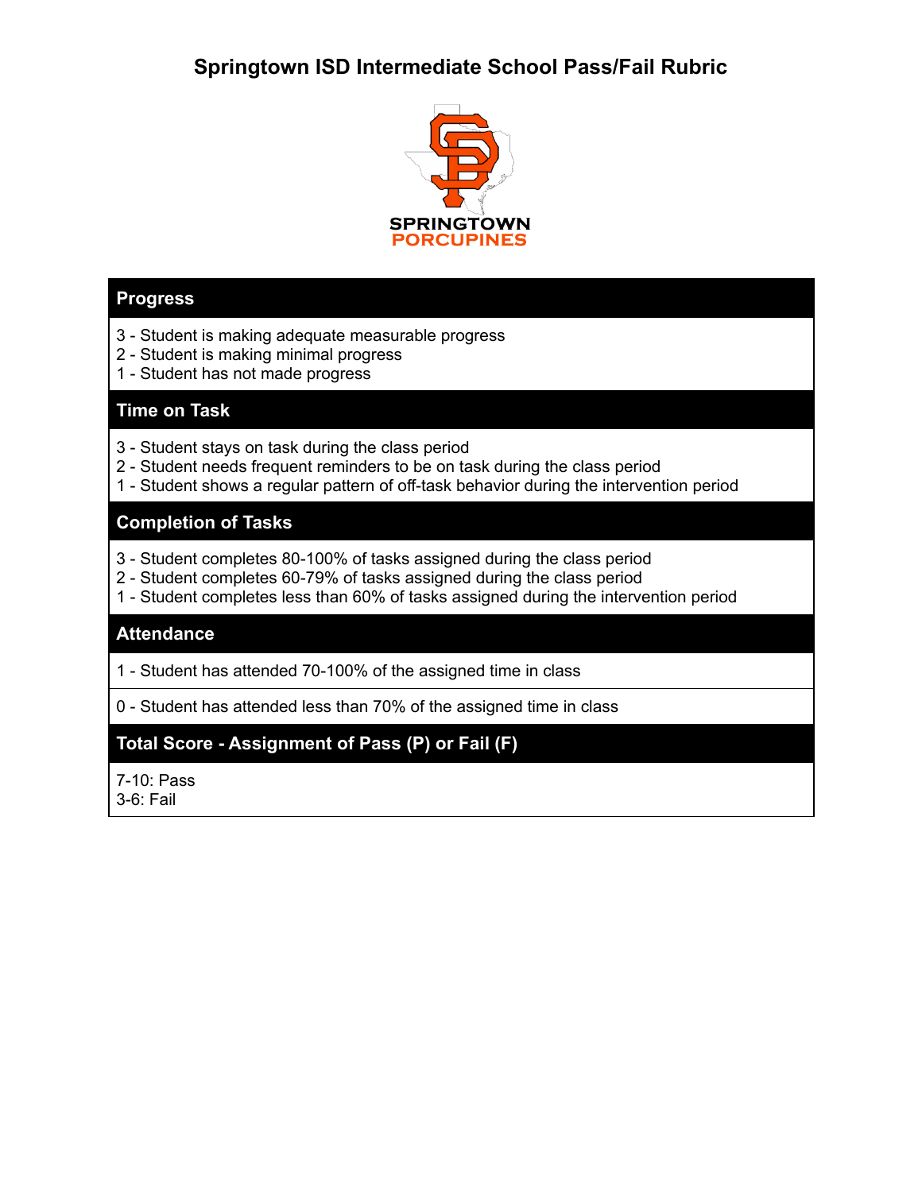# Springtown ISD Intermediate School Pass/Fail Rubric

SPRINGTOWN
PORCUPINES

## Progress

3 - Student is making adequate measurable progress
2 - Student is making minimal progress
1 - Student has not made progress

## Time on Task

3 - Student stays on task during the class period
2 - Student needs frequent reminders to be on task during the class period
1 - Student shows a regular pattern of off-task behavior during the intervention period

## Completion of Tasks

3 - Student completes 80-100% of tasks assigned during the class period
2 - Student completes 60-79% of tasks assigned during the class period
1 - Student completes less than 60% of tasks assigned during the intervention period

## Attendance

1 - Student has attended 70-100% of the assigned time in class

0 - Student has attended less than 70% of the assigned time in class

## Total Score - Assignment of Pass (P) or Fail (F)

7-10: Pass
3-6: Fail